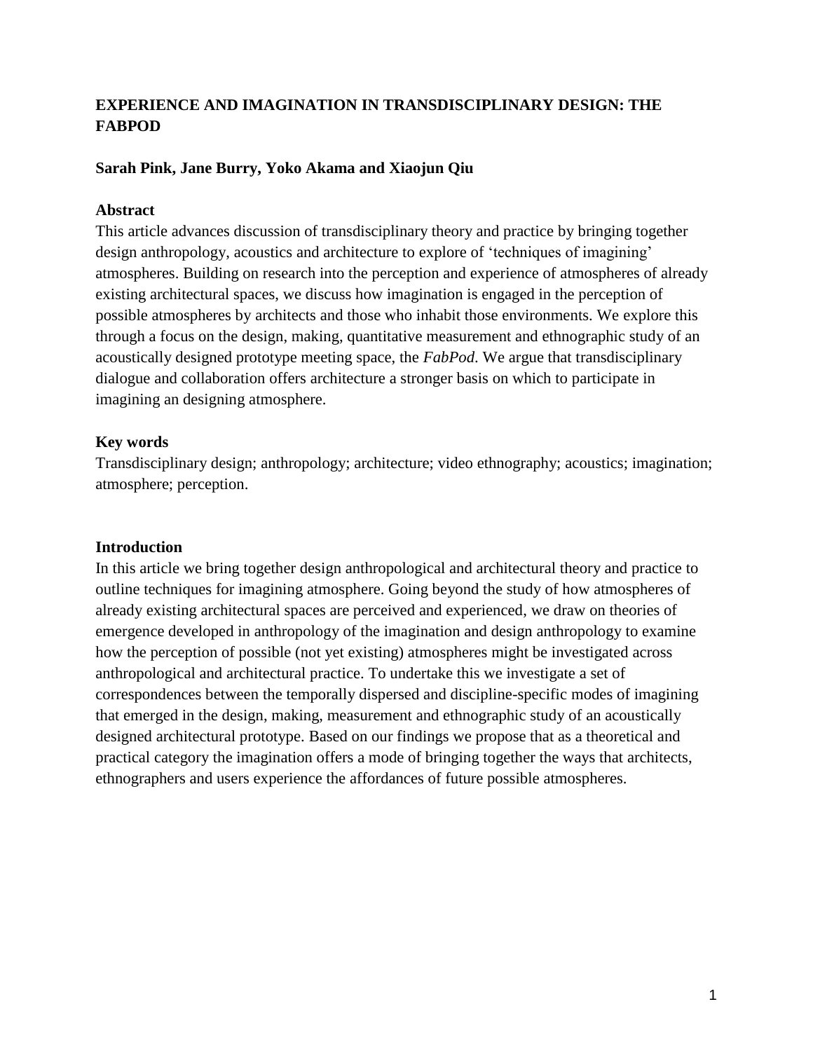# EXPERIENCE AND IMAGINATION IN TRANSDISCIPLINARY DESIGN: THE FABPOD

**Sarah Pink, Jane Burry, Yoko Akama and Xiaojun Qiu**

## Abstract

This article advances discussion of transdisciplinary theory and practice by bringing together design anthropology, acoustics and architecture to explore of 'techniques of imagining' atmospheres. Building on research into the perception and experience of atmospheres of already existing architectural spaces, we discuss how imagination is engaged in the perception of possible atmospheres by architects and those who inhabit those environments. We explore this through a focus on the design, making, quantitative measurement and ethnographic study of an acoustically designed prototype meeting space, the *FabPod*. We argue that transdisciplinary dialogue and collaboration offers architecture a stronger basis on which to participate in imagining an designing atmosphere.

## Key words

Transdisciplinary design; anthropology; architecture; video ethnography; acoustics; imagination; atmosphere; perception.

## Introduction

In this article we bring together design anthropological and architectural theory and practice to outline techniques for imagining atmosphere. Going beyond the study of how atmospheres of already existing architectural spaces are perceived and experienced, we draw on theories of emergence developed in anthropology of the imagination and design anthropology to examine how the perception of possible (not yet existing) atmospheres might be investigated across anthropological and architectural practice. To undertake this we investigate a set of correspondences between the temporally dispersed and discipline-specific modes of imagining that emerged in the design, making, measurement and ethnographic study of an acoustically designed architectural prototype. Based on our findings we propose that as a theoretical and practical category the imagination offers a mode of bringing together the ways that architects, ethnographers and users experience the affordances of future possible atmospheres.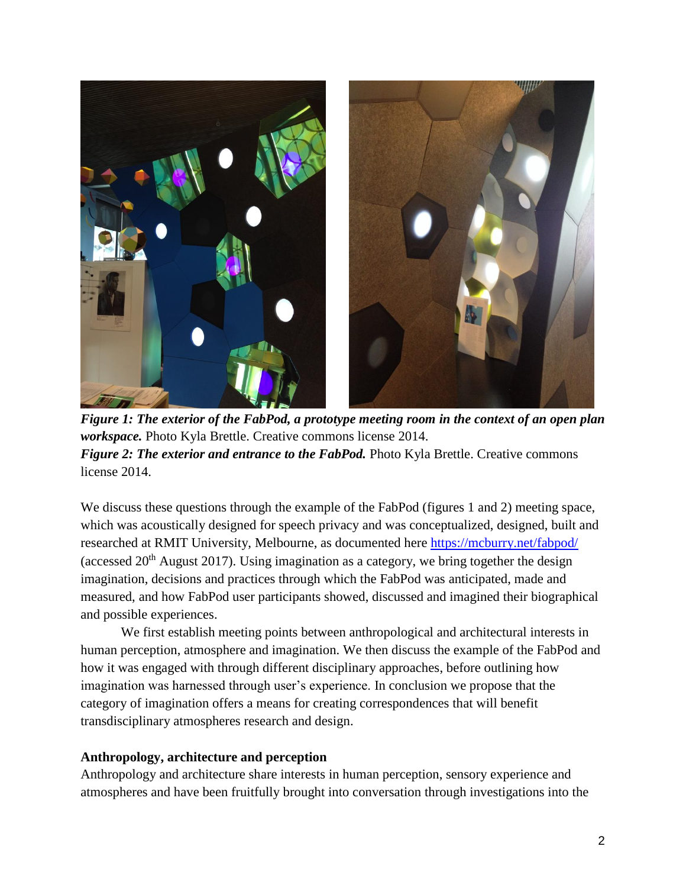***Figure 1: The exterior of the FabPod, a prototype meeting room in the context of an open plan workspace.*** Photo Kyla Brettle. Creative commons license 2014.

***Figure 2: The exterior and entrance to the FabPod.*** Photo Kyla Brettle. Creative commons license 2014.

We discuss these questions through the example of the FabPod (figures 1 and 2) meeting space, which was acoustically designed for speech privacy and was conceptualized, designed, built and researched at RMIT University, Melbourne, as documented here https://mcburry.net/fabpod/ (accessed 20th August 2017). Using imagination as a category, we bring together the design imagination, decisions and practices through which the FabPod was anticipated, made and measured, and how FabPod user participants showed, discussed and imagined their biographical and possible experiences.

We first establish meeting points between anthropological and architectural interests in human perception, atmosphere and imagination. We then discuss the example of the FabPod and how it was engaged with through different disciplinary approaches, before outlining how imagination was harnessed through user's experience. In conclusion we propose that the category of imagination offers a means for creating correspondences that will benefit transdisciplinary atmospheres research and design.

**Anthropology, architecture and perception**

Anthropology and architecture share interests in human perception, sensory experience and atmospheres and have been fruitfully brought into conversation through investigations into the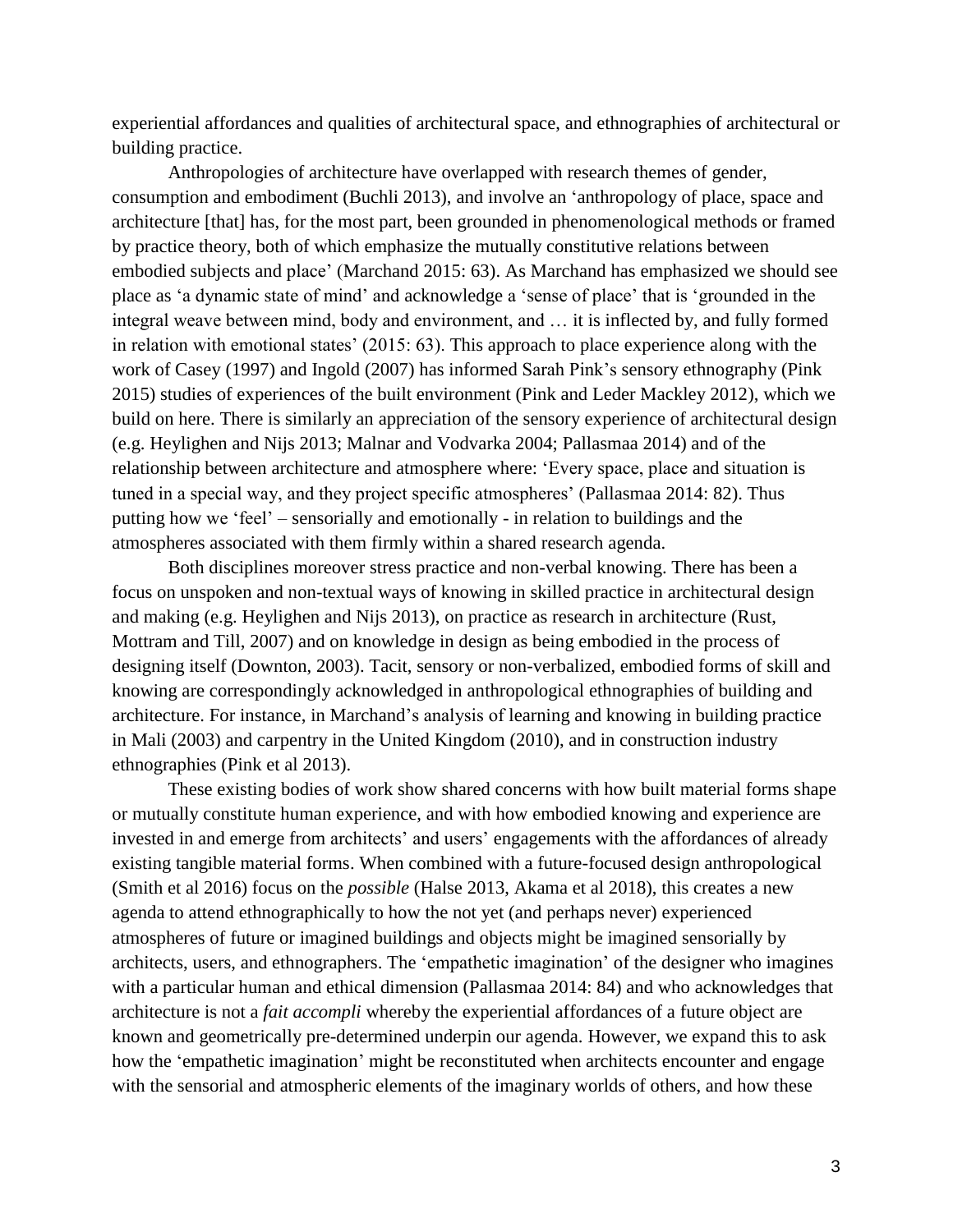experiential affordances and qualities of architectural space, and ethnographies of architectural or building practice.

Anthropologies of architecture have overlapped with research themes of gender, consumption and embodiment (Buchli 2013), and involve an 'anthropology of place, space and architecture [that] has, for the most part, been grounded in phenomenological methods or framed by practice theory, both of which emphasize the mutually constitutive relations between embodied subjects and place' (Marchand 2015: 63). As Marchand has emphasized we should see place as 'a dynamic state of mind' and acknowledge a 'sense of place' that is 'grounded in the integral weave between mind, body and environment, and … it is inflected by, and fully formed in relation with emotional states' (2015: 63). This approach to place experience along with the work of Casey (1997) and Ingold (2007) has informed Sarah Pink's sensory ethnography (Pink 2015) studies of experiences of the built environment (Pink and Leder Mackley 2012), which we build on here. There is similarly an appreciation of the sensory experience of architectural design (e.g. Heylighen and Nijs 2013; Malnar and Vodvarka 2004; Pallasmaa 2014) and of the relationship between architecture and atmosphere where: 'Every space, place and situation is tuned in a special way, and they project specific atmospheres' (Pallasmaa 2014: 82). Thus putting how we 'feel' – sensorially and emotionally - in relation to buildings and the atmospheres associated with them firmly within a shared research agenda.

Both disciplines moreover stress practice and non-verbal knowing. There has been a focus on unspoken and non-textual ways of knowing in skilled practice in architectural design and making (e.g. Heylighen and Nijs 2013), on practice as research in architecture (Rust, Mottram and Till, 2007) and on knowledge in design as being embodied in the process of designing itself (Downton, 2003). Tacit, sensory or non-verbalized, embodied forms of skill and knowing are correspondingly acknowledged in anthropological ethnographies of building and architecture. For instance, in Marchand's analysis of learning and knowing in building practice in Mali (2003) and carpentry in the United Kingdom (2010), and in construction industry ethnographies (Pink et al 2013).

These existing bodies of work show shared concerns with how built material forms shape or mutually constitute human experience, and with how embodied knowing and experience are invested in and emerge from architects' and users' engagements with the affordances of already existing tangible material forms. When combined with a future-focused design anthropological (Smith et al 2016) focus on the *possible* (Halse 2013, Akama et al 2018), this creates a new agenda to attend ethnographically to how the not yet (and perhaps never) experienced atmospheres of future or imagined buildings and objects might be imagined sensorially by architects, users, and ethnographers. The 'empathetic imagination' of the designer who imagines with a particular human and ethical dimension (Pallasmaa 2014: 84) and who acknowledges that architecture is not a *fait accompli* whereby the experiential affordances of a future object are known and geometrically pre-determined underpin our agenda. However, we expand this to ask how the 'empathetic imagination' might be reconstituted when architects encounter and engage with the sensorial and atmospheric elements of the imaginary worlds of others, and how these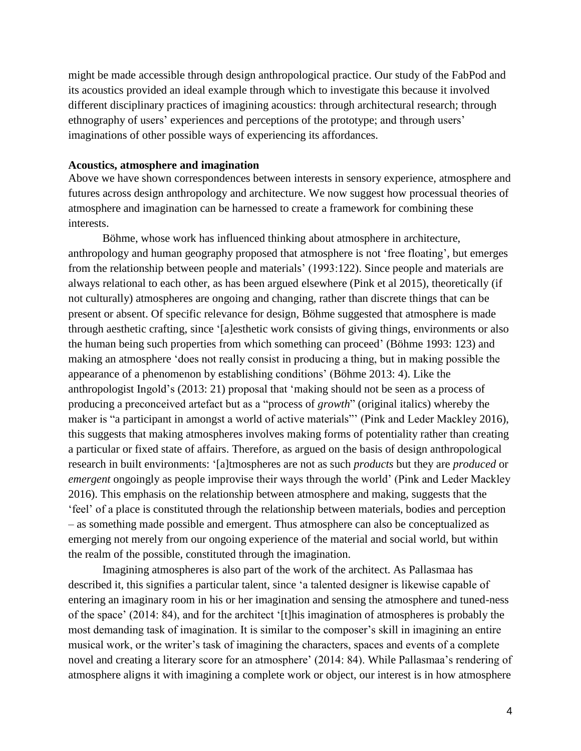might be made accessible through design anthropological practice. Our study of the FabPod and its acoustics provided an ideal example through which to investigate this because it involved different disciplinary practices of imagining acoustics: through architectural research; through ethnography of users' experiences and perceptions of the prototype; and through users' imaginations of other possible ways of experiencing its affordances.

**Acoustics, atmosphere and imagination**

Above we have shown correspondences between interests in sensory experience, atmosphere and futures across design anthropology and architecture. We now suggest how processual theories of atmosphere and imagination can be harnessed to create a framework for combining these interests.

Böhme, whose work has influenced thinking about atmosphere in architecture, anthropology and human geography proposed that atmosphere is not 'free floating', but emerges from the relationship between people and materials' (1993:122). Since people and materials are always relational to each other, as has been argued elsewhere (Pink et al 2015), theoretically (if not culturally) atmospheres are ongoing and changing, rather than discrete things that can be present or absent. Of specific relevance for design, Böhme suggested that atmosphere is made through aesthetic crafting, since '[a]esthetic work consists of giving things, environments or also the human being such properties from which something can proceed' (Böhme 1993: 123) and making an atmosphere 'does not really consist in producing a thing, but in making possible the appearance of a phenomenon by establishing conditions' (Böhme 2013: 4). Like the anthropologist Ingold's (2013: 21) proposal that 'making should not be seen as a process of producing a preconceived artefact but as a "process of *growth*" (original italics) whereby the maker is "a participant in amongst a world of active materials"' (Pink and Leder Mackley 2016), this suggests that making atmospheres involves making forms of potentiality rather than creating a particular or fixed state of affairs. Therefore, as argued on the basis of design anthropological research in built environments: '[a]tmospheres are not as such *products* but they are *produced* or *emergent* ongoingly as people improvise their ways through the world' (Pink and Leder Mackley 2016). This emphasis on the relationship between atmosphere and making, suggests that the 'feel' of a place is constituted through the relationship between materials, bodies and perception – as something made possible and emergent. Thus atmosphere can also be conceptualized as emerging not merely from our ongoing experience of the material and social world, but within the realm of the possible, constituted through the imagination.

Imagining atmospheres is also part of the work of the architect. As Pallasmaa has described it, this signifies a particular talent, since 'a talented designer is likewise capable of entering an imaginary room in his or her imagination and sensing the atmosphere and tuned-ness of the space' (2014: 84), and for the architect '[t]his imagination of atmospheres is probably the most demanding task of imagination. It is similar to the composer's skill in imagining an entire musical work, or the writer's task of imagining the characters, spaces and events of a complete novel and creating a literary score for an atmosphere' (2014: 84). While Pallasmaa's rendering of atmosphere aligns it with imagining a complete work or object, our interest is in how atmosphere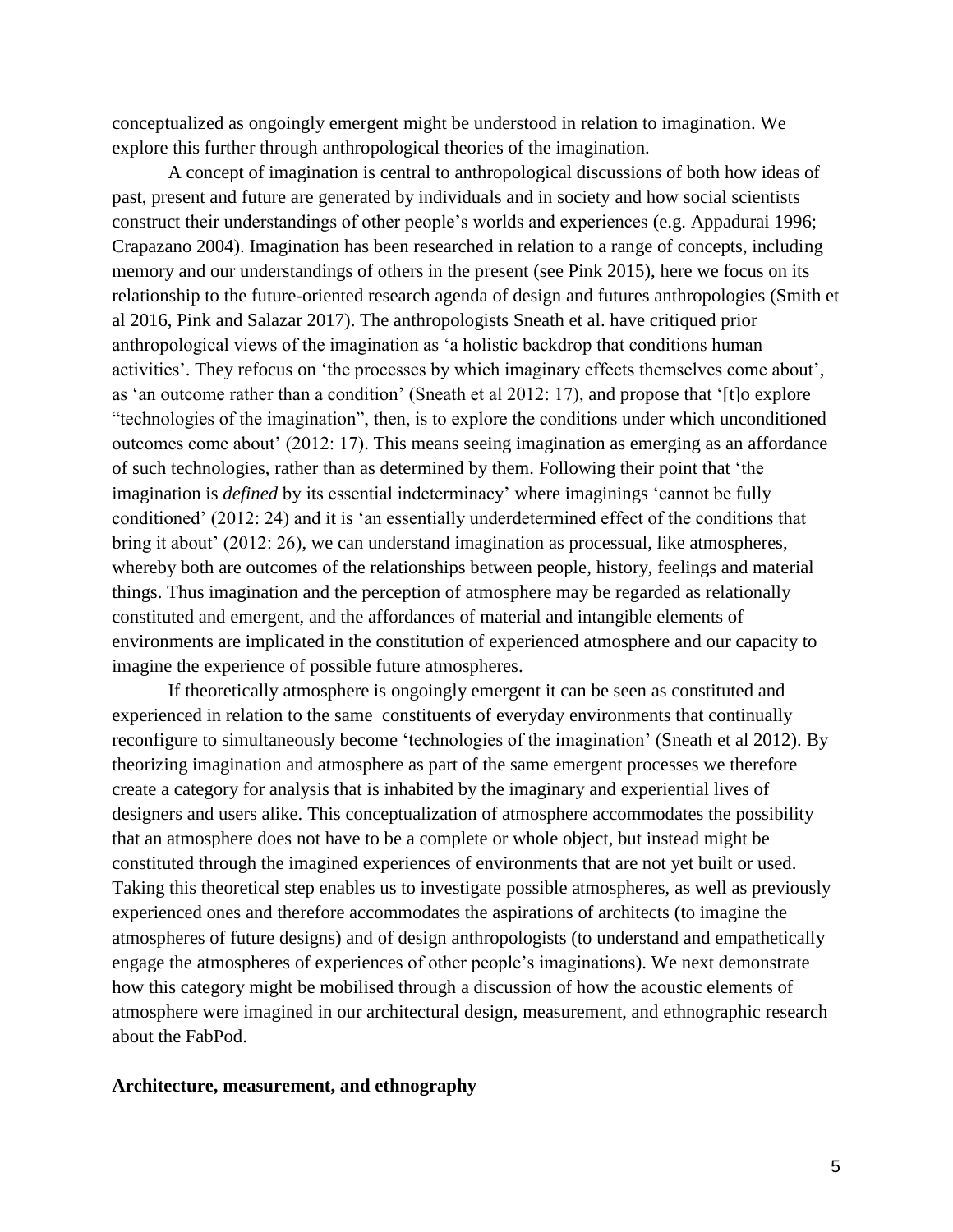conceptualized as ongoingly emergent might be understood in relation to imagination. We explore this further through anthropological theories of the imagination.

A concept of imagination is central to anthropological discussions of both how ideas of past, present and future are generated by individuals and in society and how social scientists construct their understandings of other people's worlds and experiences (e.g. Appadurai 1996; Crapazano 2004). Imagination has been researched in relation to a range of concepts, including memory and our understandings of others in the present (see Pink 2015), here we focus on its relationship to the future-oriented research agenda of design and futures anthropologies (Smith et al 2016, Pink and Salazar 2017). The anthropologists Sneath et al. have critiqued prior anthropological views of the imagination as 'a holistic backdrop that conditions human activities'. They refocus on 'the processes by which imaginary effects themselves come about', as 'an outcome rather than a condition' (Sneath et al 2012: 17), and propose that '[t]o explore "technologies of the imagination", then, is to explore the conditions under which unconditioned outcomes come about' (2012: 17). This means seeing imagination as emerging as an affordance of such technologies, rather than as determined by them. Following their point that 'the imagination is *defined* by its essential indeterminacy' where imaginings 'cannot be fully conditioned' (2012: 24) and it is 'an essentially underdetermined effect of the conditions that bring it about' (2012: 26), we can understand imagination as processual, like atmospheres, whereby both are outcomes of the relationships between people, history, feelings and material things. Thus imagination and the perception of atmosphere may be regarded as relationally constituted and emergent, and the affordances of material and intangible elements of environments are implicated in the constitution of experienced atmosphere and our capacity to imagine the experience of possible future atmospheres.

If theoretically atmosphere is ongoingly emergent it can be seen as constituted and experienced in relation to the same constituents of everyday environments that continually reconfigure to simultaneously become 'technologies of the imagination' (Sneath et al 2012). By theorizing imagination and atmosphere as part of the same emergent processes we therefore create a category for analysis that is inhabited by the imaginary and experiential lives of designers and users alike. This conceptualization of atmosphere accommodates the possibility that an atmosphere does not have to be a complete or whole object, but instead might be constituted through the imagined experiences of environments that are not yet built or used. Taking this theoretical step enables us to investigate possible atmospheres, as well as previously experienced ones and therefore accommodates the aspirations of architects (to imagine the atmospheres of future designs) and of design anthropologists (to understand and empathetically engage the atmospheres of experiences of other people's imaginations). We next demonstrate how this category might be mobilised through a discussion of how the acoustic elements of atmosphere were imagined in our architectural design, measurement, and ethnographic research about the FabPod.

**Architecture, measurement, and ethnography**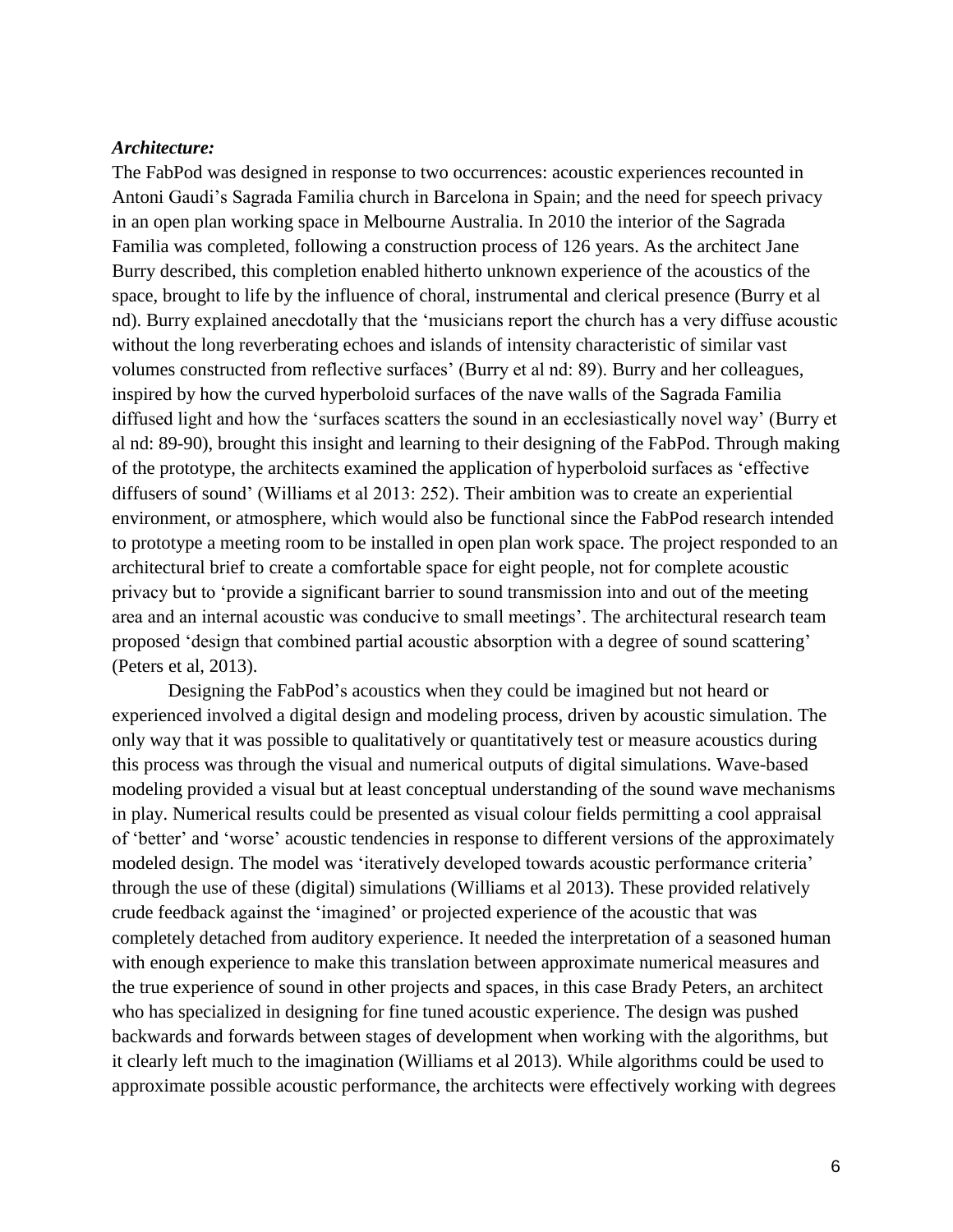***Architecture:***

The FabPod was designed in response to two occurrences: acoustic experiences recounted in Antoni Gaudi's Sagrada Familia church in Barcelona in Spain; and the need for speech privacy in an open plan working space in Melbourne Australia. In 2010 the interior of the Sagrada Familia was completed, following a construction process of 126 years. As the architect Jane Burry described, this completion enabled hitherto unknown experience of the acoustics of the space, brought to life by the influence of choral, instrumental and clerical presence (Burry et al nd). Burry explained anecdotally that the 'musicians report the church has a very diffuse acoustic without the long reverberating echoes and islands of intensity characteristic of similar vast volumes constructed from reflective surfaces' (Burry et al nd: 89). Burry and her colleagues, inspired by how the curved hyperboloid surfaces of the nave walls of the Sagrada Familia diffused light and how the 'surfaces scatters the sound in an ecclesiastically novel way' (Burry et al nd: 89-90), brought this insight and learning to their designing of the FabPod. Through making of the prototype, the architects examined the application of hyperboloid surfaces as 'effective diffusers of sound' (Williams et al 2013: 252). Their ambition was to create an experiential environment, or atmosphere, which would also be functional since the FabPod research intended to prototype a meeting room to be installed in open plan work space. The project responded to an architectural brief to create a comfortable space for eight people, not for complete acoustic privacy but to 'provide a significant barrier to sound transmission into and out of the meeting area and an internal acoustic was conducive to small meetings'. The architectural research team proposed 'design that combined partial acoustic absorption with a degree of sound scattering' (Peters et al, 2013).

Designing the FabPod's acoustics when they could be imagined but not heard or experienced involved a digital design and modeling process, driven by acoustic simulation. The only way that it was possible to qualitatively or quantitatively test or measure acoustics during this process was through the visual and numerical outputs of digital simulations. Wave-based modeling provided a visual but at least conceptual understanding of the sound wave mechanisms in play. Numerical results could be presented as visual colour fields permitting a cool appraisal of 'better' and 'worse' acoustic tendencies in response to different versions of the approximately modeled design. The model was 'iteratively developed towards acoustic performance criteria' through the use of these (digital) simulations (Williams et al 2013). These provided relatively crude feedback against the 'imagined' or projected experience of the acoustic that was completely detached from auditory experience. It needed the interpretation of a seasoned human with enough experience to make this translation between approximate numerical measures and the true experience of sound in other projects and spaces, in this case Brady Peters, an architect who has specialized in designing for fine tuned acoustic experience. The design was pushed backwards and forwards between stages of development when working with the algorithms, but it clearly left much to the imagination (Williams et al 2013). While algorithms could be used to approximate possible acoustic performance, the architects were effectively working with degrees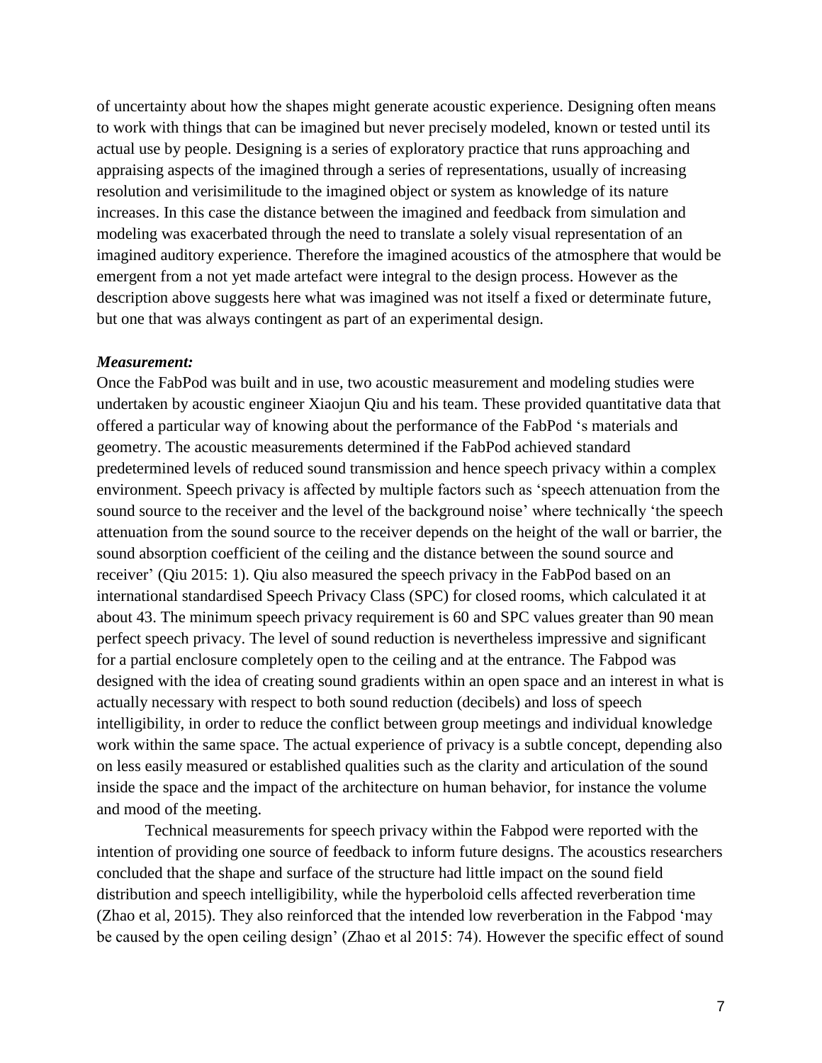of uncertainty about how the shapes might generate acoustic experience. Designing often means to work with things that can be imagined but never precisely modeled, known or tested until its actual use by people. Designing is a series of exploratory practice that runs approaching and appraising aspects of the imagined through a series of representations, usually of increasing resolution and verisimilitude to the imagined object or system as knowledge of its nature increases. In this case the distance between the imagined and feedback from simulation and modeling was exacerbated through the need to translate a solely visual representation of an imagined auditory experience. Therefore the imagined acoustics of the atmosphere that would be emergent from a not yet made artefact were integral to the design process. However as the description above suggests here what was imagined was not itself a fixed or determinate future, but one that was always contingent as part of an experimental design.

***Measurement:***

Once the FabPod was built and in use, two acoustic measurement and modeling studies were undertaken by acoustic engineer Xiaojun Qiu and his team. These provided quantitative data that offered a particular way of knowing about the performance of the FabPod 's materials and geometry. The acoustic measurements determined if the FabPod achieved standard predetermined levels of reduced sound transmission and hence speech privacy within a complex environment. Speech privacy is affected by multiple factors such as 'speech attenuation from the sound source to the receiver and the level of the background noise' where technically 'the speech attenuation from the sound source to the receiver depends on the height of the wall or barrier, the sound absorption coefficient of the ceiling and the distance between the sound source and receiver' (Qiu 2015: 1). Qiu also measured the speech privacy in the FabPod based on an international standardised Speech Privacy Class (SPC) for closed rooms, which calculated it at about 43. The minimum speech privacy requirement is 60 and SPC values greater than 90 mean perfect speech privacy. The level of sound reduction is nevertheless impressive and significant for a partial enclosure completely open to the ceiling and at the entrance. The Fabpod was designed with the idea of creating sound gradients within an open space and an interest in what is actually necessary with respect to both sound reduction (decibels) and loss of speech intelligibility, in order to reduce the conflict between group meetings and individual knowledge work within the same space. The actual experience of privacy is a subtle concept, depending also on less easily measured or established qualities such as the clarity and articulation of the sound inside the space and the impact of the architecture on human behavior, for instance the volume and mood of the meeting.

Technical measurements for speech privacy within the Fabpod were reported with the intention of providing one source of feedback to inform future designs. The acoustics researchers concluded that the shape and surface of the structure had little impact on the sound field distribution and speech intelligibility, while the hyperboloid cells affected reverberation time (Zhao et al, 2015). They also reinforced that the intended low reverberation in the Fabpod 'may be caused by the open ceiling design' (Zhao et al 2015: 74). However the specific effect of sound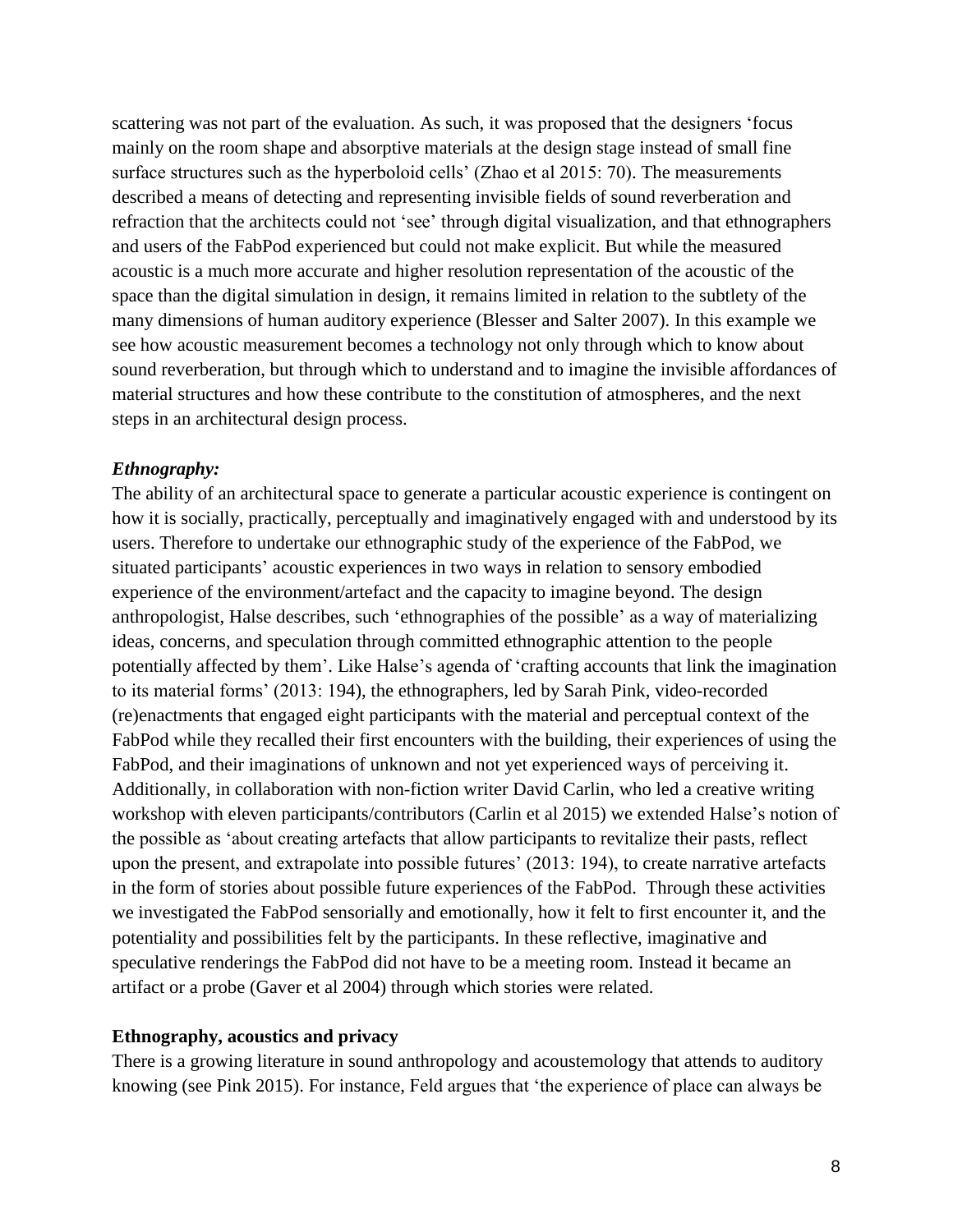scattering was not part of the evaluation. As such, it was proposed that the designers 'focus mainly on the room shape and absorptive materials at the design stage instead of small fine surface structures such as the hyperboloid cells' (Zhao et al 2015: 70). The measurements described a means of detecting and representing invisible fields of sound reverberation and refraction that the architects could not 'see' through digital visualization, and that ethnographers and users of the FabPod experienced but could not make explicit. But while the measured acoustic is a much more accurate and higher resolution representation of the acoustic of the space than the digital simulation in design, it remains limited in relation to the subtlety of the many dimensions of human auditory experience (Blesser and Salter 2007). In this example we see how acoustic measurement becomes a technology not only through which to know about sound reverberation, but through which to understand and to imagine the invisible affordances of material structures and how these contribute to the constitution of atmospheres, and the next steps in an architectural design process.

***Ethnography:***

The ability of an architectural space to generate a particular acoustic experience is contingent on how it is socially, practically, perceptually and imaginatively engaged with and understood by its users. Therefore to undertake our ethnographic study of the experience of the FabPod, we situated participants' acoustic experiences in two ways in relation to sensory embodied experience of the environment/artefact and the capacity to imagine beyond. The design anthropologist, Halse describes, such 'ethnographies of the possible' as a way of materializing ideas, concerns, and speculation through committed ethnographic attention to the people potentially affected by them'. Like Halse's agenda of 'crafting accounts that link the imagination to its material forms' (2013: 194), the ethnographers, led by Sarah Pink, video-recorded (re)enactments that engaged eight participants with the material and perceptual context of the FabPod while they recalled their first encounters with the building, their experiences of using the FabPod, and their imaginations of unknown and not yet experienced ways of perceiving it. Additionally, in collaboration with non-fiction writer David Carlin, who led a creative writing workshop with eleven participants/contributors (Carlin et al 2015) we extended Halse's notion of the possible as 'about creating artefacts that allow participants to revitalize their pasts, reflect upon the present, and extrapolate into possible futures' (2013: 194), to create narrative artefacts in the form of stories about possible future experiences of the FabPod. Through these activities we investigated the FabPod sensorially and emotionally, how it felt to first encounter it, and the potentiality and possibilities felt by the participants. In these reflective, imaginative and speculative renderings the FabPod did not have to be a meeting room. Instead it became an artifact or a probe (Gaver et al 2004) through which stories were related.

**Ethnography, acoustics and privacy**

There is a growing literature in sound anthropology and acoustemology that attends to auditory knowing (see Pink 2015). For instance, Feld argues that 'the experience of place can always be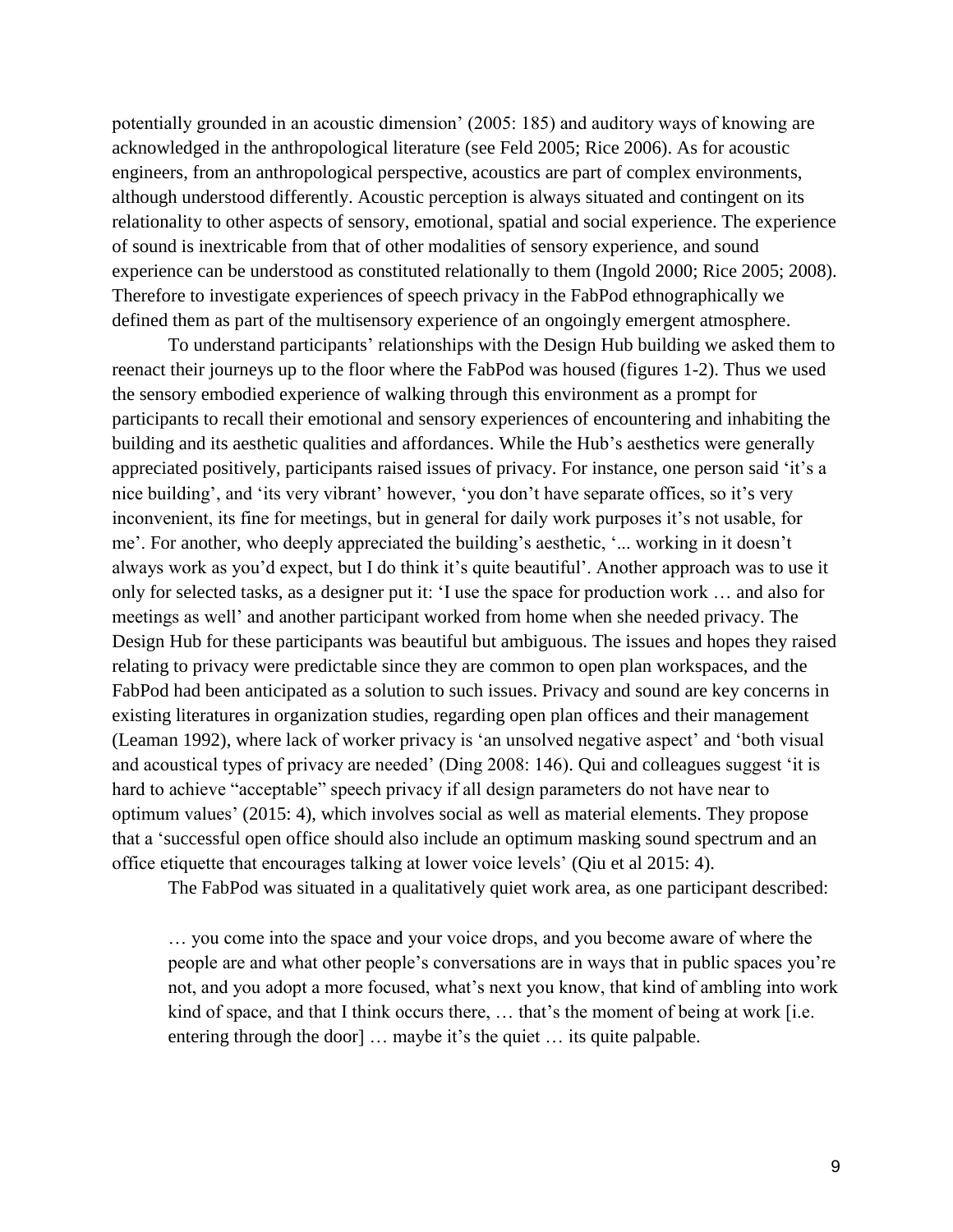potentially grounded in an acoustic dimension' (2005: 185) and auditory ways of knowing are acknowledged in the anthropological literature (see Feld 2005; Rice 2006). As for acoustic engineers, from an anthropological perspective, acoustics are part of complex environments, although understood differently. Acoustic perception is always situated and contingent on its relationality to other aspects of sensory, emotional, spatial and social experience. The experience of sound is inextricable from that of other modalities of sensory experience, and sound experience can be understood as constituted relationally to them (Ingold 2000; Rice 2005; 2008). Therefore to investigate experiences of speech privacy in the FabPod ethnographically we defined them as part of the multisensory experience of an ongoingly emergent atmosphere.

To understand participants' relationships with the Design Hub building we asked them to reenact their journeys up to the floor where the FabPod was housed (figures 1-2). Thus we used the sensory embodied experience of walking through this environment as a prompt for participants to recall their emotional and sensory experiences of encountering and inhabiting the building and its aesthetic qualities and affordances. While the Hub's aesthetics were generally appreciated positively, participants raised issues of privacy. For instance, one person said 'it's a nice building', and 'its very vibrant' however, 'you don't have separate offices, so it's very inconvenient, its fine for meetings, but in general for daily work purposes it's not usable, for me'. For another, who deeply appreciated the building's aesthetic, '... working in it doesn't always work as you'd expect, but I do think it's quite beautiful'. Another approach was to use it only for selected tasks, as a designer put it: 'I use the space for production work … and also for meetings as well' and another participant worked from home when she needed privacy. The Design Hub for these participants was beautiful but ambiguous. The issues and hopes they raised relating to privacy were predictable since they are common to open plan workspaces, and the FabPod had been anticipated as a solution to such issues. Privacy and sound are key concerns in existing literatures in organization studies, regarding open plan offices and their management (Leaman 1992), where lack of worker privacy is 'an unsolved negative aspect' and 'both visual and acoustical types of privacy are needed' (Ding 2008: 146). Qui and colleagues suggest 'it is hard to achieve "acceptable" speech privacy if all design parameters do not have near to optimum values' (2015: 4), which involves social as well as material elements. They propose that a 'successful open office should also include an optimum masking sound spectrum and an office etiquette that encourages talking at lower voice levels' (Qiu et al 2015: 4).

The FabPod was situated in a qualitatively quiet work area, as one participant described:

> … you come into the space and your voice drops, and you become aware of where the people are and what other people's conversations are in ways that in public spaces you're not, and you adopt a more focused, what's next you know, that kind of ambling into work kind of space, and that I think occurs there, … that's the moment of being at work [i.e. entering through the door] … maybe it's the quiet … its quite palpable.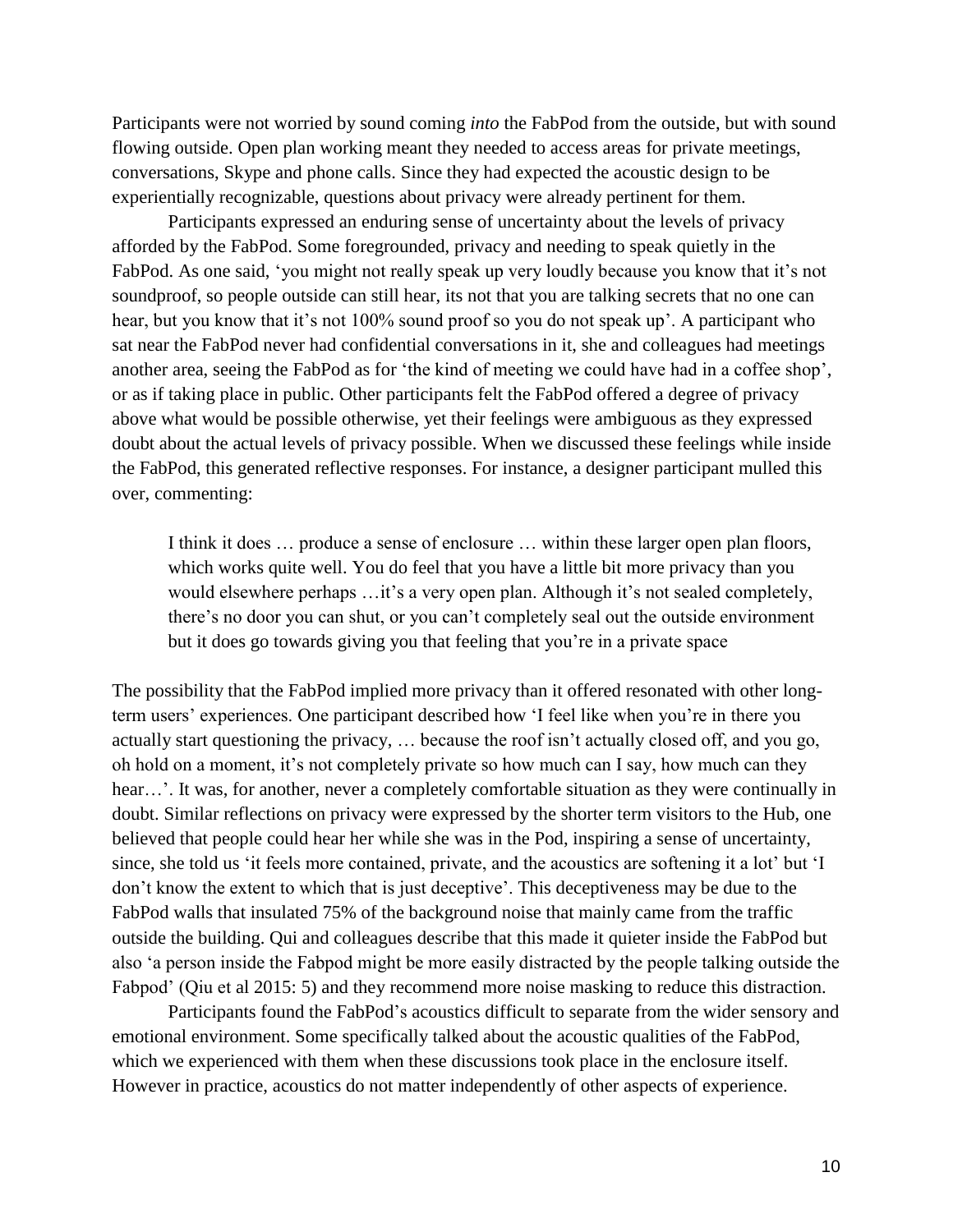Participants were not worried by sound coming *into* the FabPod from the outside, but with sound flowing outside. Open plan working meant they needed to access areas for private meetings, conversations, Skype and phone calls. Since they had expected the acoustic design to be experientially recognizable, questions about privacy were already pertinent for them.

Participants expressed an enduring sense of uncertainty about the levels of privacy afforded by the FabPod. Some foregrounded, privacy and needing to speak quietly in the FabPod. As one said, 'you might not really speak up very loudly because you know that it's not soundproof, so people outside can still hear, its not that you are talking secrets that no one can hear, but you know that it's not 100% sound proof so you do not speak up'. A participant who sat near the FabPod never had confidential conversations in it, she and colleagues had meetings another area, seeing the FabPod as for 'the kind of meeting we could have had in a coffee shop', or as if taking place in public. Other participants felt the FabPod offered a degree of privacy above what would be possible otherwise, yet their feelings were ambiguous as they expressed doubt about the actual levels of privacy possible. When we discussed these feelings while inside the FabPod, this generated reflective responses. For instance, a designer participant mulled this over, commenting:

> I think it does … produce a sense of enclosure … within these larger open plan floors, which works quite well. You do feel that you have a little bit more privacy than you would elsewhere perhaps …it's a very open plan. Although it's not sealed completely, there's no door you can shut, or you can't completely seal out the outside environment but it does go towards giving you that feeling that you're in a private space

The possibility that the FabPod implied more privacy than it offered resonated with other long-term users' experiences. One participant described how 'I feel like when you're in there you actually start questioning the privacy, … because the roof isn't actually closed off, and you go, oh hold on a moment, it's not completely private so how much can I say, how much can they hear…'. It was, for another, never a completely comfortable situation as they were continually in doubt. Similar reflections on privacy were expressed by the shorter term visitors to the Hub, one believed that people could hear her while she was in the Pod, inspiring a sense of uncertainty, since, she told us 'it feels more contained, private, and the acoustics are softening it a lot' but 'I don't know the extent to which that is just deceptive'. This deceptiveness may be due to the FabPod walls that insulated 75% of the background noise that mainly came from the traffic outside the building. Qui and colleagues describe that this made it quieter inside the FabPod but also 'a person inside the Fabpod might be more easily distracted by the people talking outside the Fabpod' (Qiu et al 2015: 5) and they recommend more noise masking to reduce this distraction.

Participants found the FabPod's acoustics difficult to separate from the wider sensory and emotional environment. Some specifically talked about the acoustic qualities of the FabPod, which we experienced with them when these discussions took place in the enclosure itself. However in practice, acoustics do not matter independently of other aspects of experience.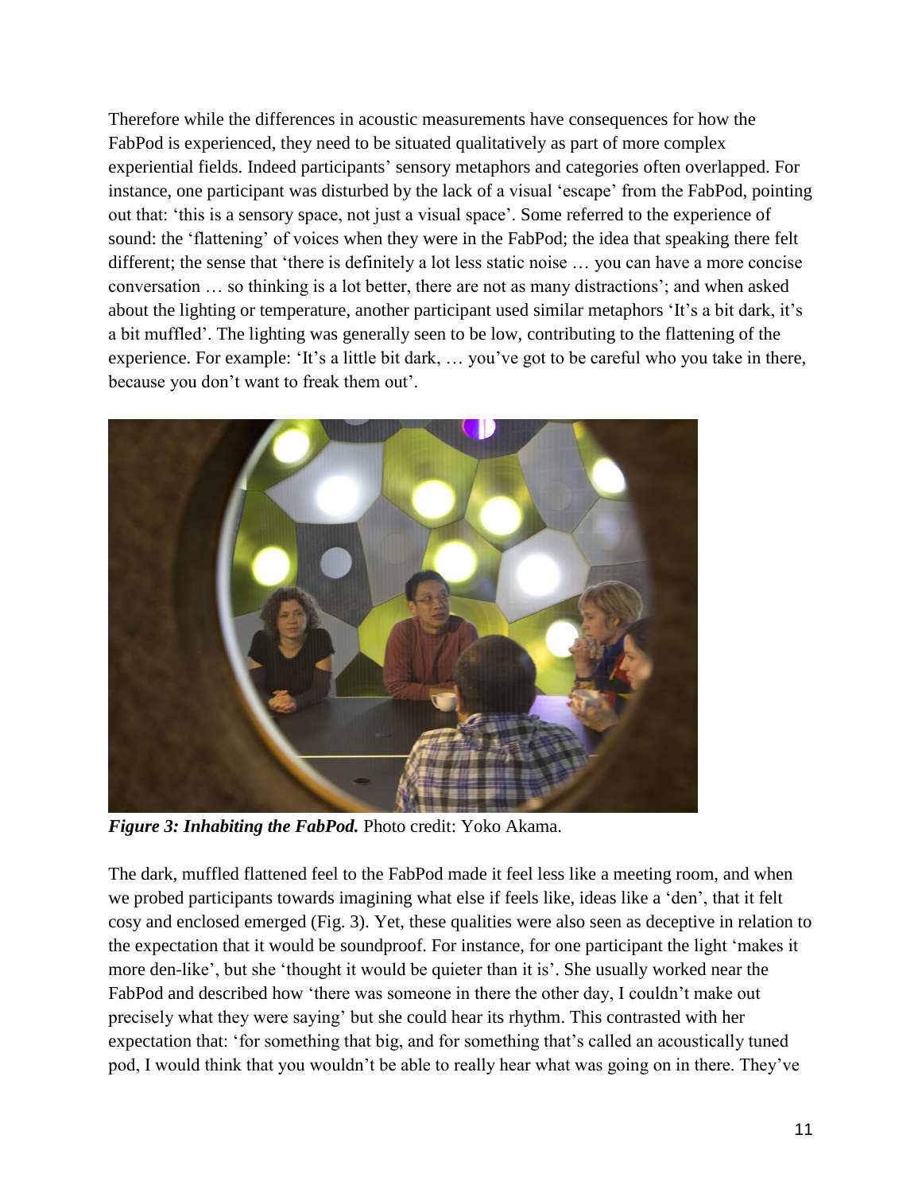Therefore while the differences in acoustic measurements have consequences for how the FabPod is experienced, they need to be situated qualitatively as part of more complex experiential fields. Indeed participants' sensory metaphors and categories often overlapped. For instance, one participant was disturbed by the lack of a visual 'escape' from the FabPod, pointing out that: 'this is a sensory space, not just a visual space'. Some referred to the experience of sound: the 'flattening' of voices when they were in the FabPod; the idea that speaking there felt different; the sense that 'there is definitely a lot less static noise … you can have a more concise conversation … so thinking is a lot better, there are not as many distractions'; and when asked about the lighting or temperature, another participant used similar metaphors 'It's a bit dark, it's a bit muffled'. The lighting was generally seen to be low, contributing to the flattening of the experience. For example: 'It's a little bit dark, … you've got to be careful who you take in there, because you don't want to freak them out'.

***Figure 3: Inhabiting the FabPod.*** Photo credit: Yoko Akama.

The dark, muffled flattened feel to the FabPod made it feel less like a meeting room, and when we probed participants towards imagining what else if feels like, ideas like a 'den', that it felt cosy and enclosed emerged (Fig. 3). Yet, these qualities were also seen as deceptive in relation to the expectation that it would be soundproof. For instance, for one participant the light 'makes it more den-like', but she 'thought it would be quieter than it is'. She usually worked near the FabPod and described how 'there was someone in there the other day, I couldn't make out precisely what they were saying' but she could hear its rhythm. This contrasted with her expectation that: 'for something that big, and for something that's called an acoustically tuned pod, I would think that you wouldn't be able to really hear what was going on in there. They've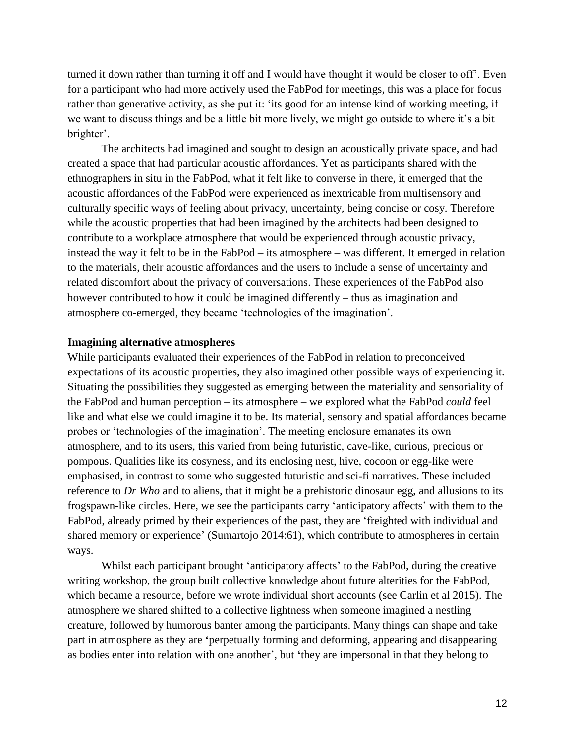turned it down rather than turning it off and I would have thought it would be closer to off'. Even for a participant who had more actively used the FabPod for meetings, this was a place for focus rather than generative activity, as she put it: 'its good for an intense kind of working meeting, if we want to discuss things and be a little bit more lively, we might go outside to where it's a bit brighter'.

The architects had imagined and sought to design an acoustically private space, and had created a space that had particular acoustic affordances. Yet as participants shared with the ethnographers in situ in the FabPod, what it felt like to converse in there, it emerged that the acoustic affordances of the FabPod were experienced as inextricable from multisensory and culturally specific ways of feeling about privacy, uncertainty, being concise or cosy. Therefore while the acoustic properties that had been imagined by the architects had been designed to contribute to a workplace atmosphere that would be experienced through acoustic privacy, instead the way it felt to be in the FabPod – its atmosphere – was different. It emerged in relation to the materials, their acoustic affordances and the users to include a sense of uncertainty and related discomfort about the privacy of conversations. These experiences of the FabPod also however contributed to how it could be imagined differently – thus as imagination and atmosphere co-emerged, they became 'technologies of the imagination'.

**Imagining alternative atmospheres**

While participants evaluated their experiences of the FabPod in relation to preconceived expectations of its acoustic properties, they also imagined other possible ways of experiencing it. Situating the possibilities they suggested as emerging between the materiality and sensoriality of the FabPod and human perception – its atmosphere – we explored what the FabPod *could* feel like and what else we could imagine it to be. Its material, sensory and spatial affordances became probes or 'technologies of the imagination'. The meeting enclosure emanates its own atmosphere, and to its users, this varied from being futuristic, cave-like, curious, precious or pompous. Qualities like its cosyness, and its enclosing nest, hive, cocoon or egg-like were emphasised, in contrast to some who suggested futuristic and sci-fi narratives. These included reference to *Dr Who* and to aliens, that it might be a prehistoric dinosaur egg, and allusions to its frogspawn-like circles. Here, we see the participants carry 'anticipatory affects' with them to the FabPod, already primed by their experiences of the past, they are 'freighted with individual and shared memory or experience' (Sumartojo 2014:61), which contribute to atmospheres in certain ways.

Whilst each participant brought 'anticipatory affects' to the FabPod, during the creative writing workshop, the group built collective knowledge about future alterities for the FabPod, which became a resource, before we wrote individual short accounts (see Carlin et al 2015). The atmosphere we shared shifted to a collective lightness when someone imagined a nestling creature, followed by humorous banter among the participants. Many things can shape and take part in atmosphere as they are 'perpetually forming and deforming, appearing and disappearing as bodies enter into relation with one another', but 'they are impersonal in that they belong to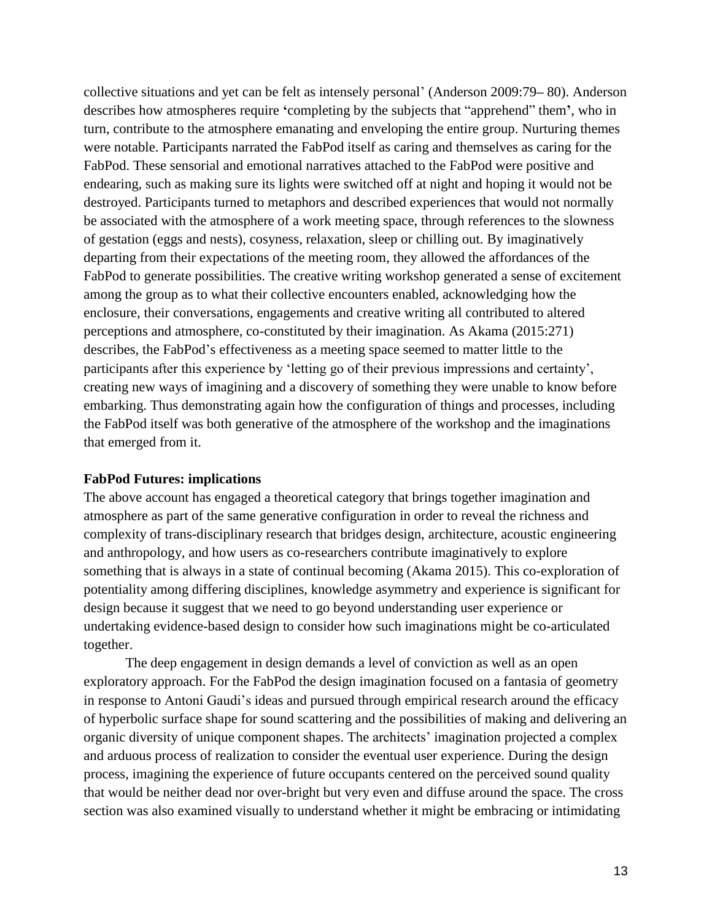collective situations and yet can be felt as intensely personal' (Anderson 2009:79– 80). Anderson describes how atmospheres require 'completing by the subjects that "apprehend" them', who in turn, contribute to the atmosphere emanating and enveloping the entire group. Nurturing themes were notable. Participants narrated the FabPod itself as caring and themselves as caring for the FabPod. These sensorial and emotional narratives attached to the FabPod were positive and endearing, such as making sure its lights were switched off at night and hoping it would not be destroyed. Participants turned to metaphors and described experiences that would not normally be associated with the atmosphere of a work meeting space, through references to the slowness of gestation (eggs and nests), cosyness, relaxation, sleep or chilling out. By imaginatively departing from their expectations of the meeting room, they allowed the affordances of the FabPod to generate possibilities. The creative writing workshop generated a sense of excitement among the group as to what their collective encounters enabled, acknowledging how the enclosure, their conversations, engagements and creative writing all contributed to altered perceptions and atmosphere, co-constituted by their imagination. As Akama (2015:271) describes, the FabPod's effectiveness as a meeting space seemed to matter little to the participants after this experience by 'letting go of their previous impressions and certainty', creating new ways of imagining and a discovery of something they were unable to know before embarking. Thus demonstrating again how the configuration of things and processes, including the FabPod itself was both generative of the atmosphere of the workshop and the imaginations that emerged from it.

**FabPod Futures: implications**

The above account has engaged a theoretical category that brings together imagination and atmosphere as part of the same generative configuration in order to reveal the richness and complexity of trans-disciplinary research that bridges design, architecture, acoustic engineering and anthropology, and how users as co-researchers contribute imaginatively to explore something that is always in a state of continual becoming (Akama 2015). This co-exploration of potentiality among differing disciplines, knowledge asymmetry and experience is significant for design because it suggest that we need to go beyond understanding user experience or undertaking evidence-based design to consider how such imaginations might be co-articulated together.

The deep engagement in design demands a level of conviction as well as an open exploratory approach. For the FabPod the design imagination focused on a fantasia of geometry in response to Antoni Gaudi's ideas and pursued through empirical research around the efficacy of hyperbolic surface shape for sound scattering and the possibilities of making and delivering an organic diversity of unique component shapes. The architects' imagination projected a complex and arduous process of realization to consider the eventual user experience. During the design process, imagining the experience of future occupants centered on the perceived sound quality that would be neither dead nor over-bright but very even and diffuse around the space. The cross section was also examined visually to understand whether it might be embracing or intimidating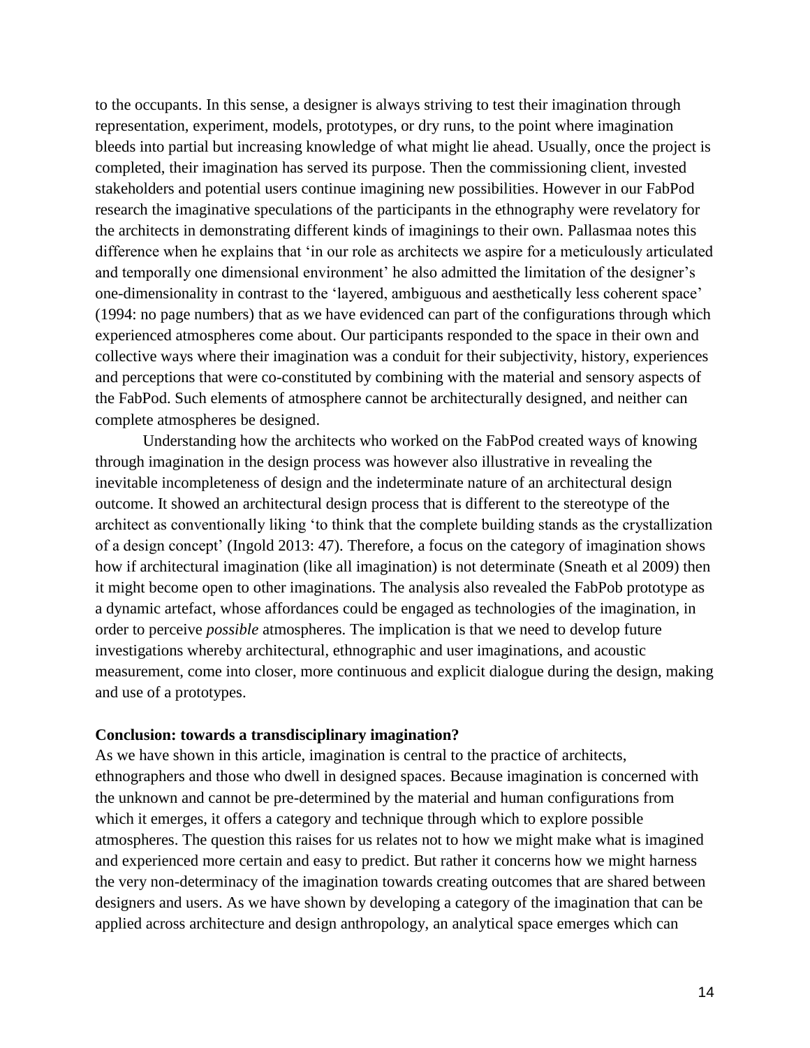to the occupants. In this sense, a designer is always striving to test their imagination through representation, experiment, models, prototypes, or dry runs, to the point where imagination bleeds into partial but increasing knowledge of what might lie ahead. Usually, once the project is completed, their imagination has served its purpose. Then the commissioning client, invested stakeholders and potential users continue imagining new possibilities. However in our FabPod research the imaginative speculations of the participants in the ethnography were revelatory for the architects in demonstrating different kinds of imaginings to their own. Pallasmaa notes this difference when he explains that 'in our role as architects we aspire for a meticulously articulated and temporally one dimensional environment' he also admitted the limitation of the designer's one-dimensionality in contrast to the 'layered, ambiguous and aesthetically less coherent space' (1994: no page numbers) that as we have evidenced can part of the configurations through which experienced atmospheres come about. Our participants responded to the space in their own and collective ways where their imagination was a conduit for their subjectivity, history, experiences and perceptions that were co-constituted by combining with the material and sensory aspects of the FabPod. Such elements of atmosphere cannot be architecturally designed, and neither can complete atmospheres be designed.

Understanding how the architects who worked on the FabPod created ways of knowing through imagination in the design process was however also illustrative in revealing the inevitable incompleteness of design and the indeterminate nature of an architectural design outcome. It showed an architectural design process that is different to the stereotype of the architect as conventionally liking 'to think that the complete building stands as the crystallization of a design concept' (Ingold 2013: 47). Therefore, a focus on the category of imagination shows how if architectural imagination (like all imagination) is not determinate (Sneath et al 2009) then it might become open to other imaginations. The analysis also revealed the FabPob prototype as a dynamic artefact, whose affordances could be engaged as technologies of the imagination, in order to perceive *possible* atmospheres. The implication is that we need to develop future investigations whereby architectural, ethnographic and user imaginations, and acoustic measurement, come into closer, more continuous and explicit dialogue during the design, making and use of a prototypes.

## Conclusion: towards a transdisciplinary imagination?

As we have shown in this article, imagination is central to the practice of architects, ethnographers and those who dwell in designed spaces. Because imagination is concerned with the unknown and cannot be pre-determined by the material and human configurations from which it emerges, it offers a category and technique through which to explore possible atmospheres. The question this raises for us relates not to how we might make what is imagined and experienced more certain and easy to predict. But rather it concerns how we might harness the very non-determinacy of the imagination towards creating outcomes that are shared between designers and users. As we have shown by developing a category of the imagination that can be applied across architecture and design anthropology, an analytical space emerges which can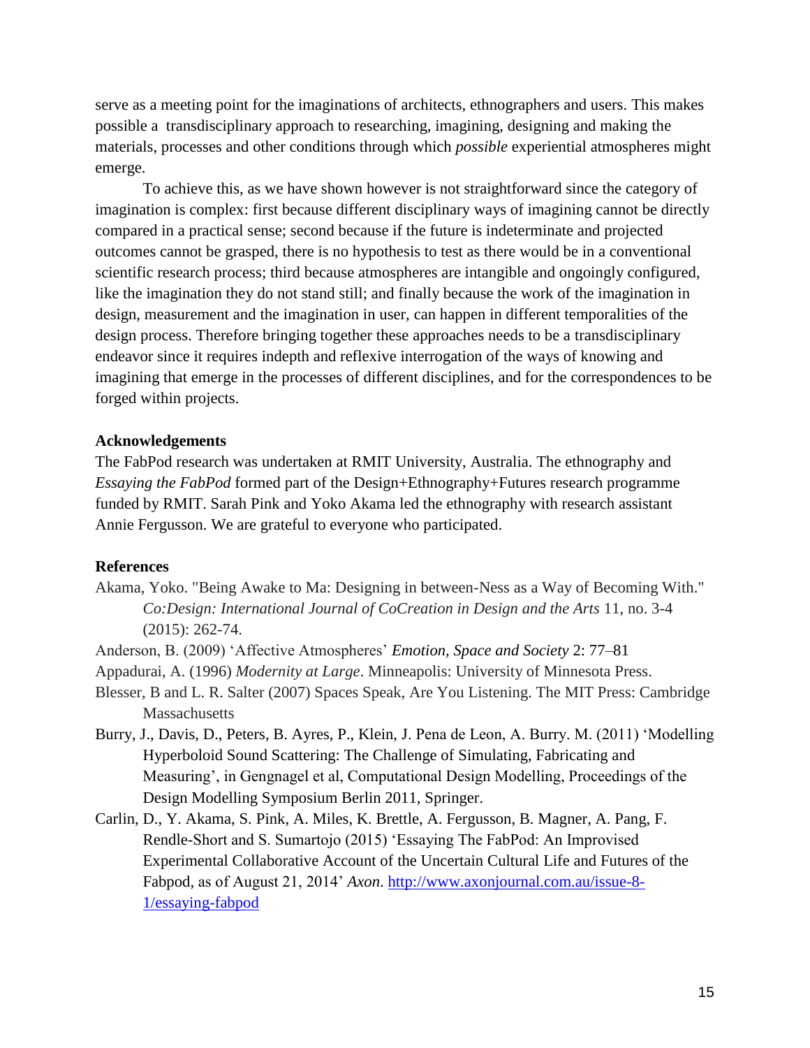serve as a meeting point for the imaginations of architects, ethnographers and users. This makes possible a transdisciplinary approach to researching, imagining, designing and making the materials, processes and other conditions through which *possible* experiential atmospheres might emerge.

To achieve this, as we have shown however is not straightforward since the category of imagination is complex: first because different disciplinary ways of imagining cannot be directly compared in a practical sense; second because if the future is indeterminate and projected outcomes cannot be grasped, there is no hypothesis to test as there would be in a conventional scientific research process; third because atmospheres are intangible and ongoingly configured, like the imagination they do not stand still; and finally because the work of the imagination in design, measurement and the imagination in user, can happen in different temporalities of the design process. Therefore bringing together these approaches needs to be a transdisciplinary endeavor since it requires indepth and reflexive interrogation of the ways of knowing and imagining that emerge in the processes of different disciplines, and for the correspondences to be forged within projects.

**Acknowledgements**

The FabPod research was undertaken at RMIT University, Australia. The ethnography and *Essaying the FabPod* formed part of the Design+Ethnography+Futures research programme funded by RMIT. Sarah Pink and Yoko Akama led the ethnography with research assistant Annie Fergusson. We are grateful to everyone who participated.

**References**

Akama, Yoko. "Being Awake to Ma: Designing in between-Ness as a Way of Becoming With." *Co:Design: International Journal of CoCreation in Design and the Arts* 11, no. 3-4 (2015): 262-74.

Anderson, B. (2009) 'Affective Atmospheres' *Emotion, Space and Society* 2: 77–81

Appadurai, A. (1996) *Modernity at Large*. Minneapolis: University of Minnesota Press.

Blesser, B and L. R. Salter (2007) Spaces Speak, Are You Listening. The MIT Press: Cambridge Massachusetts

Burry, J., Davis, D., Peters, B. Ayres, P., Klein, J. Pena de Leon, A. Burry. M. (2011) 'Modelling Hyperboloid Sound Scattering: The Challenge of Simulating, Fabricating and Measuring', in Gengnagel et al, Computational Design Modelling, Proceedings of the Design Modelling Symposium Berlin 2011, Springer.

Carlin, D., Y. Akama, S. Pink, A. Miles, K. Brettle, A. Fergusson, B. Magner, A. Pang, F. Rendle-Short and S. Sumartojo (2015) 'Essaying The FabPod: An Improvised Experimental Collaborative Account of the Uncertain Cultural Life and Futures of the Fabpod, as of August 21, 2014' *Axon*. http://www.axonjournal.com.au/issue-8-1/essaying-fabpod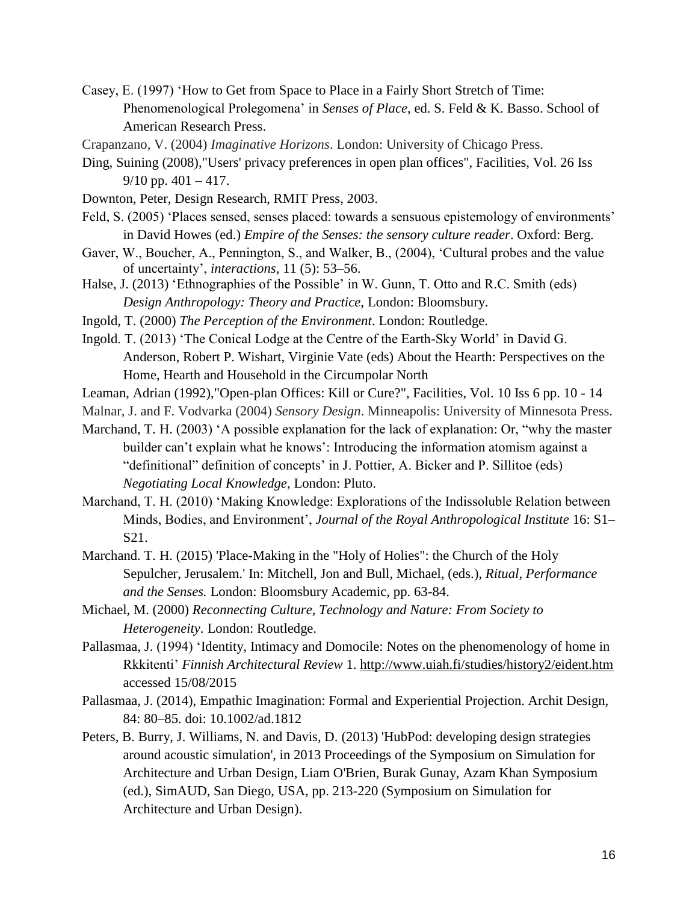Casey, E. (1997) 'How to Get from Space to Place in a Fairly Short Stretch of Time: Phenomenological Prolegomena' in *Senses of Place*, ed. S. Feld & K. Basso. School of American Research Press.

Crapanzano, V. (2004) *Imaginative Horizons*. London: University of Chicago Press.

Ding, Suining (2008),"Users' privacy preferences in open plan offices", Facilities, Vol. 26 Iss 9/10 pp. 401 – 417.

Downton, Peter, Design Research, RMIT Press, 2003.

Feld, S. (2005) 'Places sensed, senses placed: towards a sensuous epistemology of environments' in David Howes (ed.) *Empire of the Senses: the sensory culture reader*. Oxford: Berg.

Gaver, W., Boucher, A., Pennington, S., and Walker, B., (2004), 'Cultural probes and the value of uncertainty', *interactions*, 11 (5): 53–56.

Halse, J. (2013) 'Ethnographies of the Possible' in W. Gunn, T. Otto and R.C. Smith (eds) *Design Anthropology: Theory and Practice*, London: Bloomsbury.

Ingold, T. (2000) *The Perception of the Environment*. London: Routledge.

Ingold. T. (2013) 'The Conical Lodge at the Centre of the Earth-Sky World' in David G. Anderson, Robert P. Wishart, Virginie Vate (eds) About the Hearth: Perspectives on the Home, Hearth and Household in the Circumpolar North

Leaman, Adrian (1992),"Open-plan Offices: Kill or Cure?", Facilities, Vol. 10 Iss 6 pp. 10 - 14

Malnar, J. and F. Vodvarka (2004) *Sensory Design*. Minneapolis: University of Minnesota Press.

Marchand, T. H. (2003) 'A possible explanation for the lack of explanation: Or, "why the master builder can't explain what he knows": Introducing the information atomism against a "definitional" definition of concepts' in J. Pottier, A. Bicker and P. Sillitoe (eds) *Negotiating Local Knowledge*, London: Pluto.

Marchand, T. H. (2010) 'Making Knowledge: Explorations of the Indissoluble Relation between Minds, Bodies, and Environment', *Journal of the Royal Anthropological Institute* 16: S1–S21.

Marchand. T. H. (2015) 'Place-Making in the "Holy of Holies": the Church of the Holy Sepulcher, Jerusalem.' In: Mitchell, Jon and Bull, Michael, (eds.), *Ritual, Performance and the Senses.* London: Bloomsbury Academic, pp. 63-84.

Michael, M. (2000) *Reconnecting Culture, Technology and Nature: From Society to Heterogeneity*. London: Routledge.

Pallasmaa, J. (1994) 'Identity, Intimacy and Domocile: Notes on the phenomenology of home in Rkkitenti' *Finnish Architectural Review* 1. http://www.uiah.fi/studies/history2/eident.htm accessed 15/08/2015

Pallasmaa, J. (2014), Empathic Imagination: Formal and Experiential Projection. Archit Design, 84: 80–85. doi: 10.1002/ad.1812

Peters, B. Burry, J. Williams, N. and Davis, D. (2013) 'HubPod: developing design strategies around acoustic simulation', in 2013 Proceedings of the Symposium on Simulation for Architecture and Urban Design, Liam O'Brien, Burak Gunay, Azam Khan Symposium (ed.), SimAUD, San Diego, USA, pp. 213-220 (Symposium on Simulation for Architecture and Urban Design).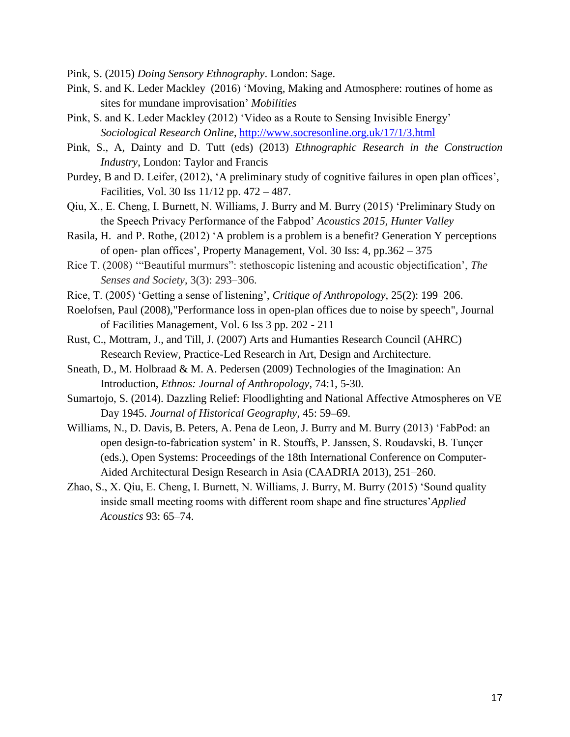Pink, S. (2015) *Doing Sensory Ethnography*. London: Sage.

Pink, S. and K. Leder Mackley (2016) 'Moving, Making and Atmosphere: routines of home as sites for mundane improvisation' *Mobilities*

Pink, S. and K. Leder Mackley (2012) 'Video as a Route to Sensing Invisible Energy' *Sociological Research Online*, http://www.socresonline.org.uk/17/1/3.html

Pink, S., A, Dainty and D. Tutt (eds) (2013) *Ethnographic Research in the Construction Industry*, London: Taylor and Francis

Purdey, B and D. Leifer, (2012), 'A preliminary study of cognitive failures in open plan offices', Facilities, Vol. 30 Iss 11/12 pp. 472 – 487.

Qiu, X., E. Cheng, I. Burnett, N. Williams, J. Burry and M. Burry (2015) 'Preliminary Study on the Speech Privacy Performance of the Fabpod' *Acoustics 2015, Hunter Valley*

Rasila, H. and P. Rothe, (2012) 'A problem is a problem is a benefit? Generation Y perceptions of open- plan offices', Property Management, Vol. 30 Iss: 4, pp.362 – 375

Rice T. (2008) '"Beautiful murmurs": stethoscopic listening and acoustic objectification', *The Senses and Society*, 3(3): 293–306.

Rice, T. (2005) 'Getting a sense of listening', *Critique of Anthropology*, 25(2): 199–206.

Roelofsen, Paul (2008),"Performance loss in open-plan offices due to noise by speech", Journal of Facilities Management, Vol. 6 Iss 3 pp. 202 - 211

Rust, C., Mottram, J., and Till, J. (2007) Arts and Humanties Research Council (AHRC) Research Review, Practice-Led Research in Art, Design and Architecture.

Sneath, D., M. Holbraad & M. A. Pedersen (2009) Technologies of the Imagination: An Introduction, *Ethnos: Journal of Anthropology*, 74:1, 5-30.

Sumartojo, S. (2014). Dazzling Relief: Floodlighting and National Affective Atmospheres on VE Day 1945. *Journal of Historical Geography*, 45: 59–69.

Williams, N., D. Davis, B. Peters, A. Pena de Leon, J. Burry and M. Burry (2013) 'FabPod: an open design-to-fabrication system' in R. Stouffs, P. Janssen, S. Roudavski, B. Tunçer (eds.), Open Systems: Proceedings of the 18th International Conference on Computer-Aided Architectural Design Research in Asia (CAADRIA 2013), 251–260.

Zhao, S., X. Qiu, E. Cheng, I. Burnett, N. Williams, J. Burry, M. Burry (2015) 'Sound quality inside small meeting rooms with different room shape and fine structures'*Applied Acoustics* 93: 65–74.